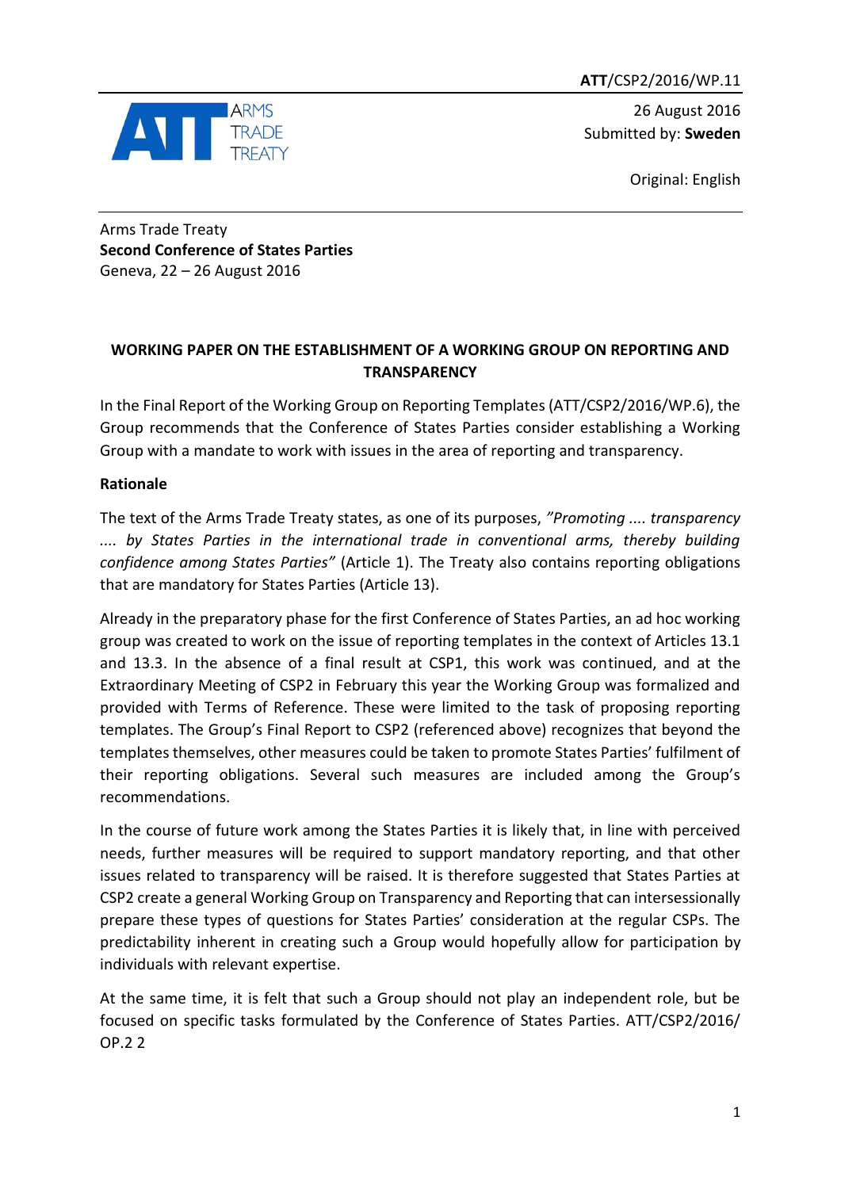ATT/CSP2/2016/WP.11

26 August 2016
Submitted by: **Sweden**

Original: English

Arms Trade Treaty
**Second Conference of States Parties**
Geneva, 22 – 26 August 2016

## WORKING PAPER ON THE ESTABLISHMENT OF A WORKING GROUP ON REPORTING AND TRANSPARENCY

In the Final Report of the Working Group on Reporting Templates (ATT/CSP2/2016/WP.6), the Group recommends that the Conference of States Parties consider establishing a Working Group with a mandate to work with issues in the area of reporting and transparency.

**Rationale**

The text of the Arms Trade Treaty states, as one of its purposes, *"Promoting .... transparency .... by States Parties in the international trade in conventional arms, thereby building confidence among States Parties"* (Article 1). The Treaty also contains reporting obligations that are mandatory for States Parties (Article 13).

Already in the preparatory phase for the first Conference of States Parties, an ad hoc working group was created to work on the issue of reporting templates in the context of Articles 13.1 and 13.3. In the absence of a final result at CSP1, this work was continued, and at the Extraordinary Meeting of CSP2 in February this year the Working Group was formalized and provided with Terms of Reference. These were limited to the task of proposing reporting templates. The Group's Final Report to CSP2 (referenced above) recognizes that beyond the templates themselves, other measures could be taken to promote States Parties' fulfilment of their reporting obligations. Several such measures are included among the Group's recommendations.

In the course of future work among the States Parties it is likely that, in line with perceived needs, further measures will be required to support mandatory reporting, and that other issues related to transparency will be raised. It is therefore suggested that States Parties at CSP2 create a general Working Group on Transparency and Reporting that can intersessionally prepare these types of questions for States Parties' consideration at the regular CSPs. The predictability inherent in creating such a Group would hopefully allow for participation by individuals with relevant expertise.

At the same time, it is felt that such a Group should not play an independent role, but be focused on specific tasks formulated by the Conference of States Parties. ATT/CSP2/2016/ OP.2 2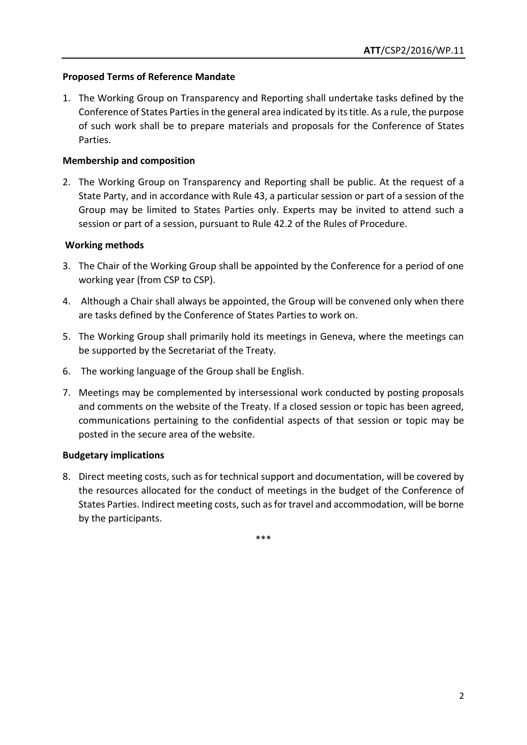**Proposed Terms of Reference Mandate**

1. The Working Group on Transparency and Reporting shall undertake tasks defined by the Conference of States Parties in the general area indicated by its title. As a rule, the purpose of such work shall be to prepare materials and proposals for the Conference of States Parties.

**Membership and composition**

2. The Working Group on Transparency and Reporting shall be public. At the request of a State Party, and in accordance with Rule 43, a particular session or part of a session of the Group may be limited to States Parties only. Experts may be invited to attend such a session or part of a session, pursuant to Rule 42.2 of the Rules of Procedure.

**Working methods**

3. The Chair of the Working Group shall be appointed by the Conference for a period of one working year (from CSP to CSP).
4. Although a Chair shall always be appointed, the Group will be convened only when there are tasks defined by the Conference of States Parties to work on.
5. The Working Group shall primarily hold its meetings in Geneva, where the meetings can be supported by the Secretariat of the Treaty.
6. The working language of the Group shall be English.
7. Meetings may be complemented by intersessional work conducted by posting proposals and comments on the website of the Treaty. If a closed session or topic has been agreed, communications pertaining to the confidential aspects of that session or topic may be posted in the secure area of the website.

**Budgetary implications**

8. Direct meeting costs, such as for technical support and documentation, will be covered by the resources allocated for the conduct of meetings in the budget of the Conference of States Parties. Indirect meeting costs, such as for travel and accommodation, will be borne by the participants.

***